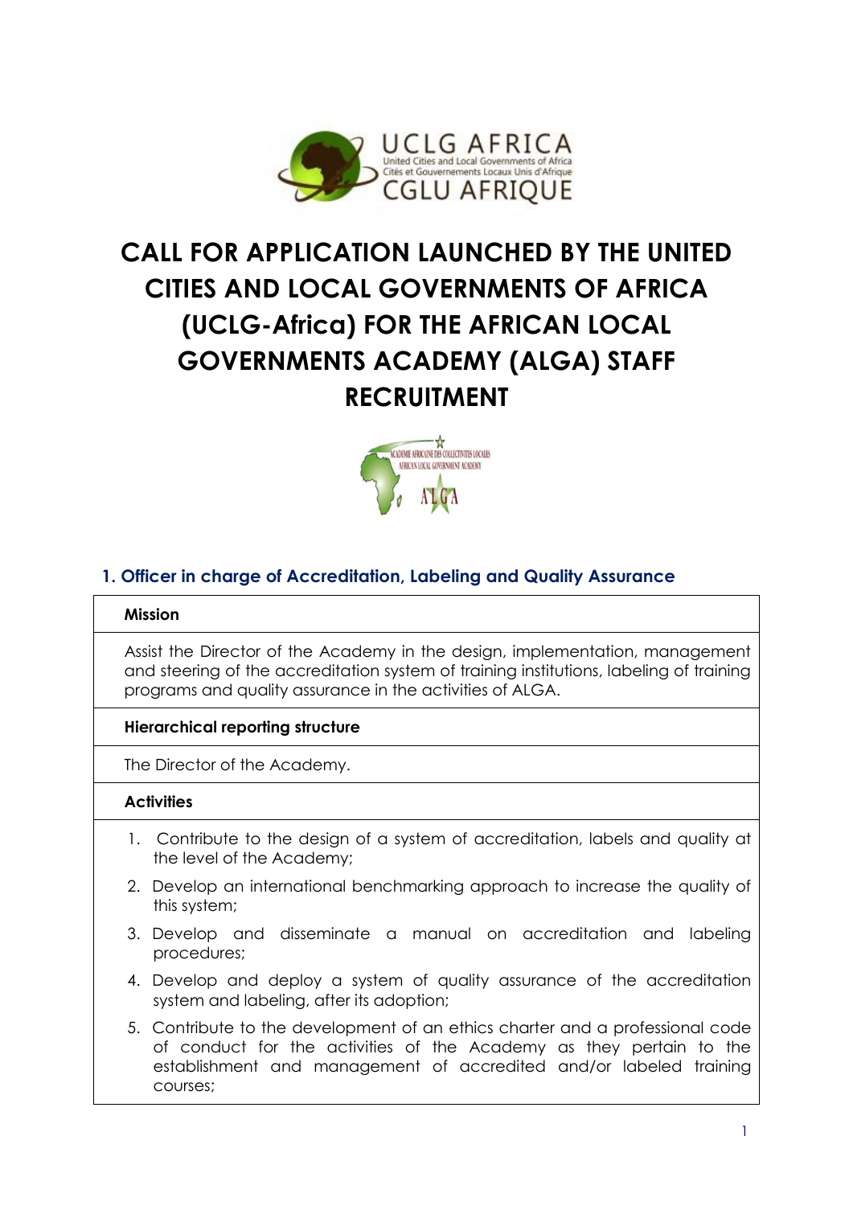# CALL FOR APPLICATION LAUNCHED BY THE UNITED CITIES AND LOCAL GOVERNMENTS OF AFRICA (UCLG-Africa) FOR THE AFRICAN LOCAL GOVERNMENTS ACADEMY (ALGA) STAFF RECRUITMENT

## 1. Officer in charge of Accreditation, Labeling and Quality Assurance

**Mission**

Assist the Director of the Academy in the design, implementation, management and steering of the accreditation system of training institutions, labeling of training programs and quality assurance in the activities of ALGA.

**Hierarchical reporting structure**

The Director of the Academy.

**Activities**

1. Contribute to the design of a system of accreditation, labels and quality at the level of the Academy;
2. Develop an international benchmarking approach to increase the quality of this system;
3. Develop and disseminate a manual on accreditation and labeling procedures;
4. Develop and deploy a system of quality assurance of the accreditation system and labeling, after its adoption;
5. Contribute to the development of an ethics charter and a professional code of conduct for the activities of the Academy as they pertain to the establishment and management of accredited and/or labeled training courses;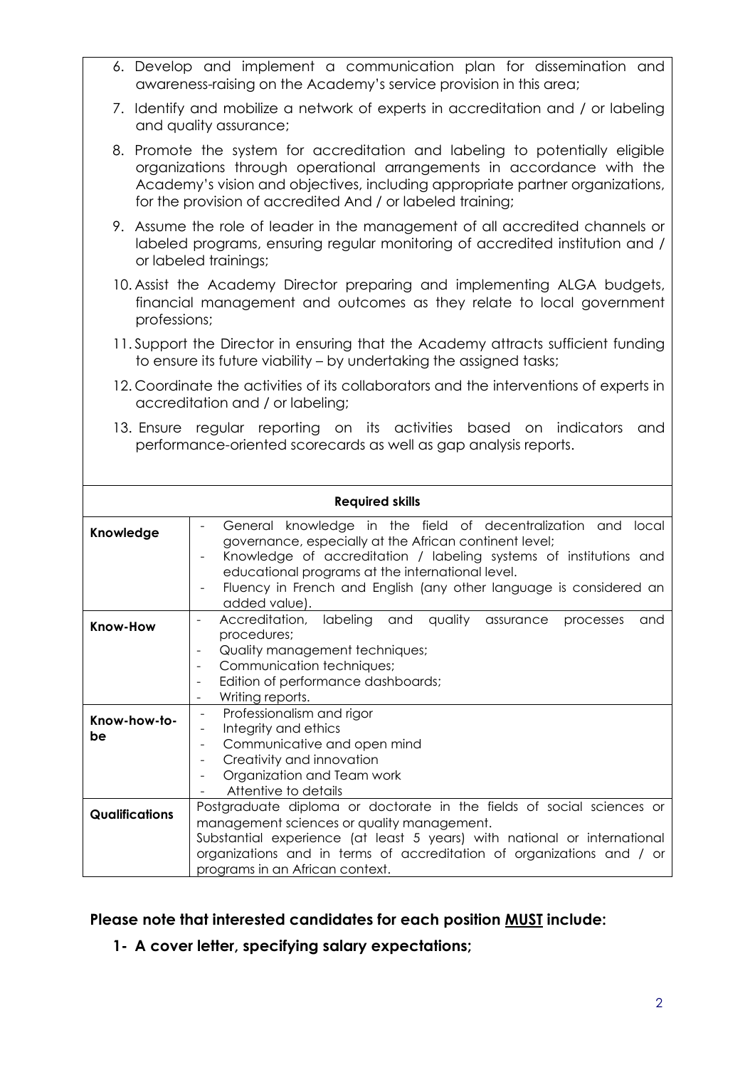6. Develop and implement a communication plan for dissemination and awareness-raising on the Academy's service provision in this area;
7. Identify and mobilize a network of experts in accreditation and / or labeling and quality assurance;
8. Promote the system for accreditation and labeling to potentially eligible organizations through operational arrangements in accordance with the Academy's vision and objectives, including appropriate partner organizations, for the provision of accredited And / or labeled training;
9. Assume the role of leader in the management of all accredited channels or labeled programs, ensuring regular monitoring of accredited institution and / or labeled trainings;
10. Assist the Academy Director preparing and implementing ALGA budgets, financial management and outcomes as they relate to local government professions;
11. Support the Director in ensuring that the Academy attracts sufficient funding to ensure its future viability – by undertaking the assigned tasks;
12. Coordinate the activities of its collaborators and the interventions of experts in accreditation and / or labeling;
13. Ensure regular reporting on its activities based on indicators and performance-oriented scorecards as well as gap analysis reports.

| **Required skills** | |
|---|---|
| **Knowledge** | - General knowledge in the field of decentralization and local governance, especially at the African continent level;<br>- Knowledge of accreditation / labeling systems of institutions and educational programs at the international level.<br>- Fluency in French and English (any other language is considered an added value). |
| **Know-How** | - Accreditation, labeling and quality assurance processes and procedures;<br>- Quality management techniques;<br>- Communication techniques;<br>- Edition of performance dashboards;<br>- Writing reports. |
| **Know-how-to-be** | - Professionalism and rigor<br>- Integrity and ethics<br>- Communicative and open mind<br>- Creativity and innovation<br>- Organization and Team work<br>- Attentive to details |
| **Qualifications** | Postgraduate diploma or doctorate in the fields of social sciences or management sciences or quality management.<br>Substantial experience (at least 5 years) with national or international organizations and in terms of accreditation of organizations and / or programs in an African context. |

**Please note that interested candidates for each position MUST include:**

**1- A cover letter, specifying salary expectations;**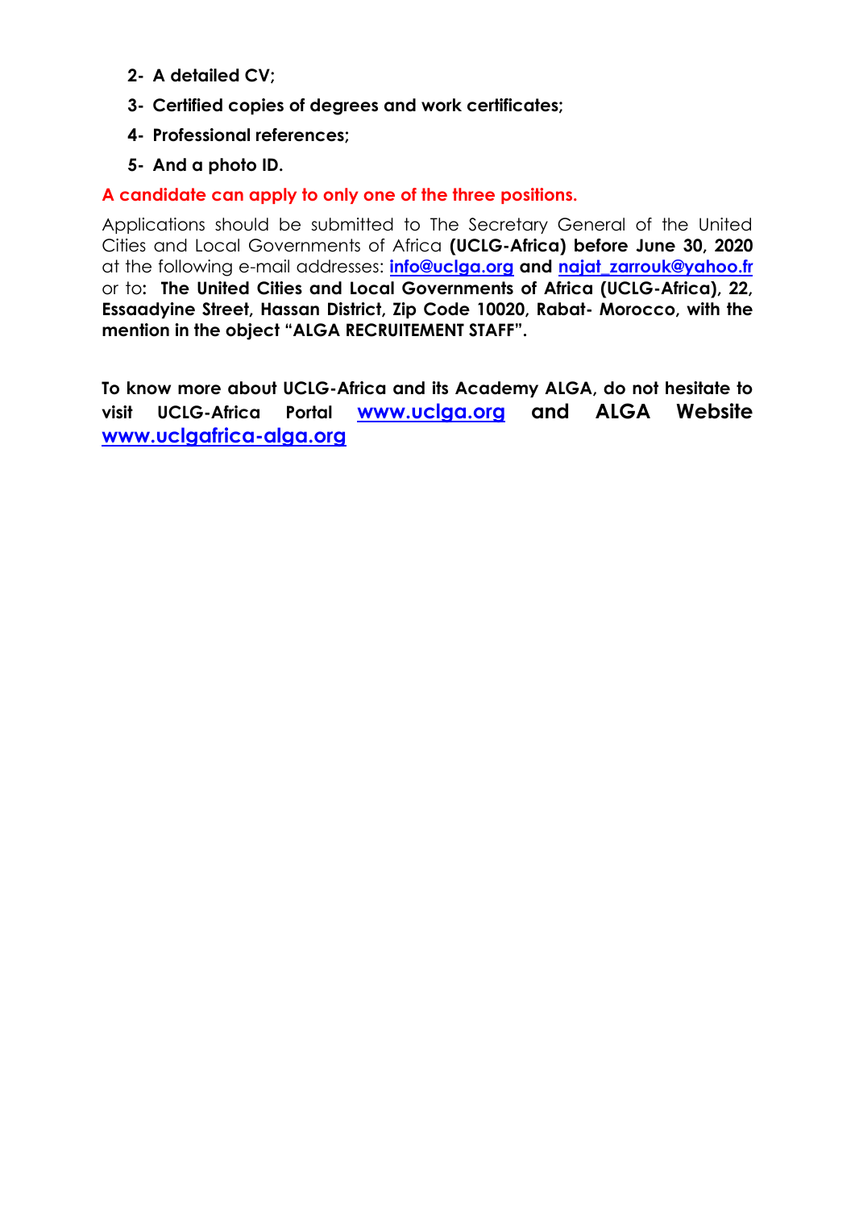2- **A detailed CV;**
3- **Certified copies of degrees and work certificates;**
4- **Professional references;**
5- **And a photo ID.**

**A candidate can apply to only one of the three positions.**

Applications should be submitted to The Secretary General of the United Cities and Local Governments of Africa **(UCLG-Africa) before June 30, 2020** at the following e-mail addresses: **info@uclga.org and najat_zarrouk@yahoo.fr** or to**: The United Cities and Local Governments of Africa (UCLG-Africa), 22, Essaadyine Street, Hassan District, Zip Code 10020, Rabat- Morocco, with the mention in the object "ALGA RECRUITEMENT STAFF".**

**To know more about UCLG-Africa and its Academy ALGA, do not hesitate to visit UCLG-Africa Portal www.uclga.org and ALGA Website www.uclgafrica-alga.org**